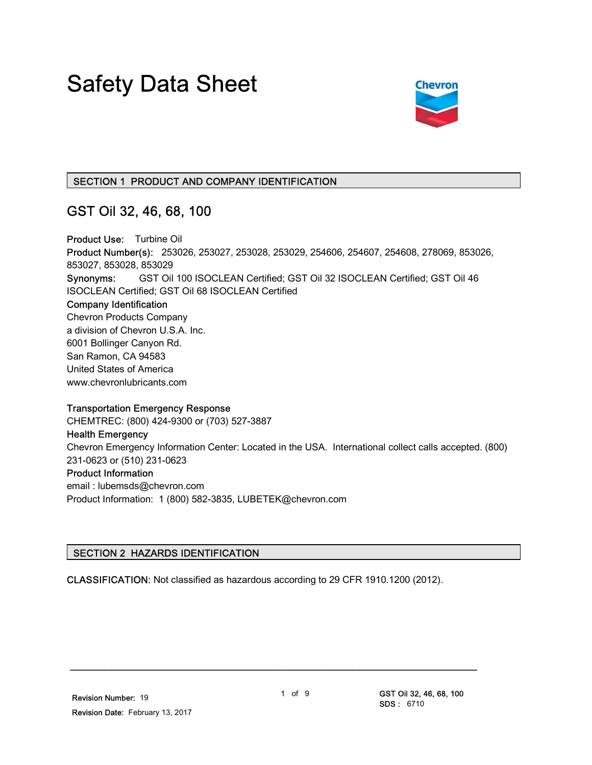# Safety Data Sheet

## SECTION 1 PRODUCT AND COMPANY IDENTIFICATION

## GST Oil 32, 46, 68, 100

**Product Use:** Turbine Oil
**Product Number(s):** 253026, 253027, 253028, 253029, 254606, 254607, 254608, 278069, 853026, 853027, 853028, 853029
**Synonyms:** GST Oil 100 ISOCLEAN Certified; GST Oil 32 ISOCLEAN Certified; GST Oil 46 ISOCLEAN Certified; GST Oil 68 ISOCLEAN Certified

**Company Identification**
Chevron Products Company
a division of Chevron U.S.A. Inc.
6001 Bollinger Canyon Rd.
San Ramon, CA 94583
United States of America
www.chevronlubricants.com

**Transportation Emergency Response**
CHEMTREC: (800) 424-9300 or (703) 527-3887

**Health Emergency**
Chevron Emergency Information Center: Located in the USA. International collect calls accepted. (800) 231-0623 or (510) 231-0623

**Product Information**
email : lubemsds@chevron.com
Product Information: 1 (800) 582-3835, LUBETEK@chevron.com

## SECTION 2 HAZARDS IDENTIFICATION

**CLASSIFICATION:** Not classified as hazardous according to 29 CFR 1910.1200 (2012).

Revision Number: 19
Revision Date: February 13, 2017

GST Oil 32, 46, 68, 100
SDS : 6710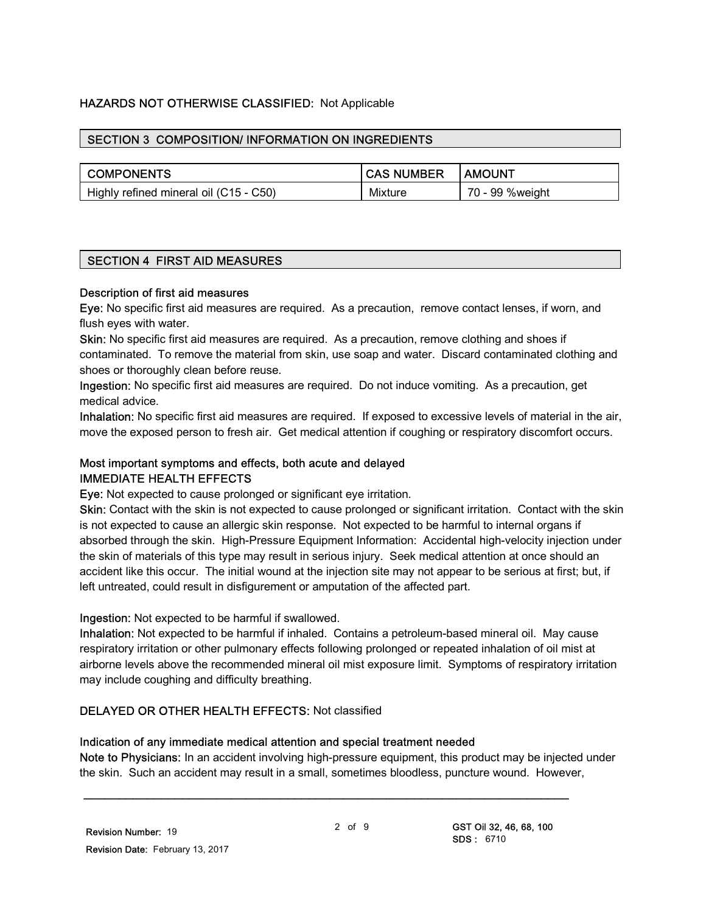**HAZARDS NOT OTHERWISE CLASSIFIED:** Not Applicable

## SECTION 3 COMPOSITION/ INFORMATION ON INGREDIENTS

| COMPONENTS | CAS NUMBER | AMOUNT |
| --- | --- | --- |
| Highly refined mineral oil (C15 - C50) | Mixture | 70 - 99 %weight |

## SECTION 4 FIRST AID MEASURES

### Description of first aid measures

**Eye:** No specific first aid measures are required. As a precaution, remove contact lenses, if worn, and flush eyes with water.

**Skin:** No specific first aid measures are required. As a precaution, remove clothing and shoes if contaminated. To remove the material from skin, use soap and water. Discard contaminated clothing and shoes or thoroughly clean before reuse.

**Ingestion:** No specific first aid measures are required. Do not induce vomiting. As a precaution, get medical advice.

**Inhalation:** No specific first aid measures are required. If exposed to excessive levels of material in the air, move the exposed person to fresh air. Get medical attention if coughing or respiratory discomfort occurs.

### Most important symptoms and effects, both acute and delayed

**IMMEDIATE HEALTH EFFECTS**

**Eye:** Not expected to cause prolonged or significant eye irritation.

**Skin:** Contact with the skin is not expected to cause prolonged or significant irritation. Contact with the skin is not expected to cause an allergic skin response. Not expected to be harmful to internal organs if absorbed through the skin. High-Pressure Equipment Information: Accidental high-velocity injection under the skin of materials of this type may result in serious injury. Seek medical attention at once should an accident like this occur. The initial wound at the injection site may not appear to be serious at first; but, if left untreated, could result in disfigurement or amputation of the affected part.

**Ingestion:** Not expected to be harmful if swallowed.

**Inhalation:** Not expected to be harmful if inhaled. Contains a petroleum-based mineral oil. May cause respiratory irritation or other pulmonary effects following prolonged or repeated inhalation of oil mist at airborne levels above the recommended mineral oil mist exposure limit. Symptoms of respiratory irritation may include coughing and difficulty breathing.

**DELAYED OR OTHER HEALTH EFFECTS:** Not classified

### Indication of any immediate medical attention and special treatment needed

**Note to Physicians:** In an accident involving high-pressure equipment, this product may be injected under the skin. Such an accident may result in a small, sometimes bloodless, puncture wound. However,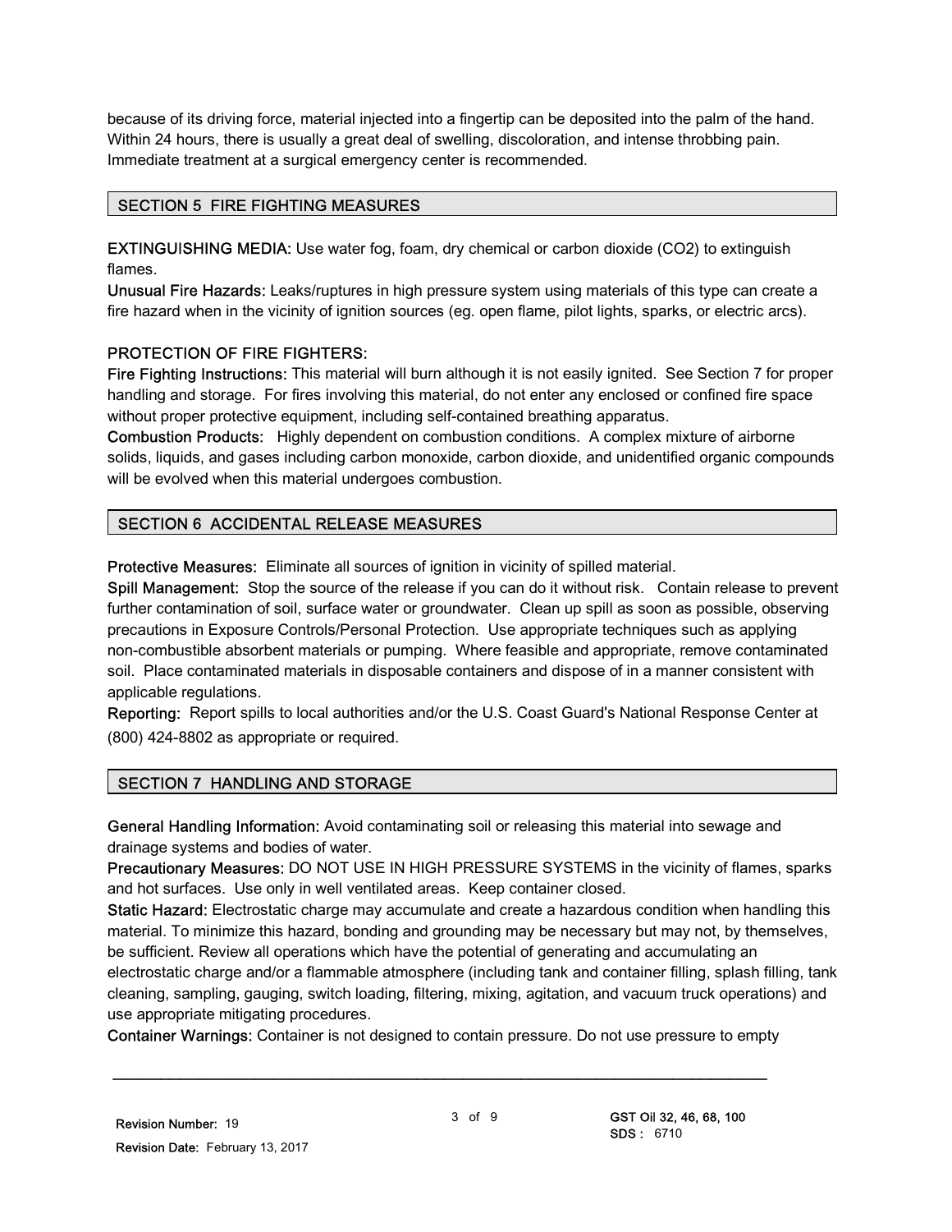because of its driving force, material injected into a fingertip can be deposited into the palm of the hand. Within 24 hours, there is usually a great deal of swelling, discoloration, and intense throbbing pain. Immediate treatment at a surgical emergency center is recommended.

## SECTION 5 FIRE FIGHTING MEASURES

**EXTINGUISHING MEDIA:** Use water fog, foam, dry chemical or carbon dioxide ($CO_2$) to extinguish flames.

**Unusual Fire Hazards:** Leaks/ruptures in high pressure system using materials of this type can create a fire hazard when in the vicinity of ignition sources (eg. open flame, pilot lights, sparks, or electric arcs).

**PROTECTION OF FIRE FIGHTERS:**

**Fire Fighting Instructions:** This material will burn although it is not easily ignited. See Section 7 for proper handling and storage. For fires involving this material, do not enter any enclosed or confined fire space without proper protective equipment, including self-contained breathing apparatus.

**Combustion Products:** Highly dependent on combustion conditions. A complex mixture of airborne solids, liquids, and gases including carbon monoxide, carbon dioxide, and unidentified organic compounds will be evolved when this material undergoes combustion.

## SECTION 6 ACCIDENTAL RELEASE MEASURES

**Protective Measures:** Eliminate all sources of ignition in vicinity of spilled material.

**Spill Management:** Stop the source of the release if you can do it without risk. Contain release to prevent further contamination of soil, surface water or groundwater. Clean up spill as soon as possible, observing precautions in Exposure Controls/Personal Protection. Use appropriate techniques such as applying non-combustible absorbent materials or pumping. Where feasible and appropriate, remove contaminated soil. Place contaminated materials in disposable containers and dispose of in a manner consistent with applicable regulations.

**Reporting:** Report spills to local authorities and/or the U.S. Coast Guard's National Response Center at (800) 424-8802 as appropriate or required.

## SECTION 7 HANDLING AND STORAGE

**General Handling Information:** Avoid contaminating soil or releasing this material into sewage and drainage systems and bodies of water.

**Precautionary Measures:** DO NOT USE IN HIGH PRESSURE SYSTEMS in the vicinity of flames, sparks and hot surfaces. Use only in well ventilated areas. Keep container closed.

**Static Hazard:** Electrostatic charge may accumulate and create a hazardous condition when handling this material. To minimize this hazard, bonding and grounding may be necessary but may not, by themselves, be sufficient. Review all operations which have the potential of generating and accumulating an electrostatic charge and/or a flammable atmosphere (including tank and container filling, splash filling, tank cleaning, sampling, gauging, switch loading, filtering, mixing, agitation, and vacuum truck operations) and use appropriate mitigating procedures.

**Container Warnings:** Container is not designed to contain pressure. Do not use pressure to empty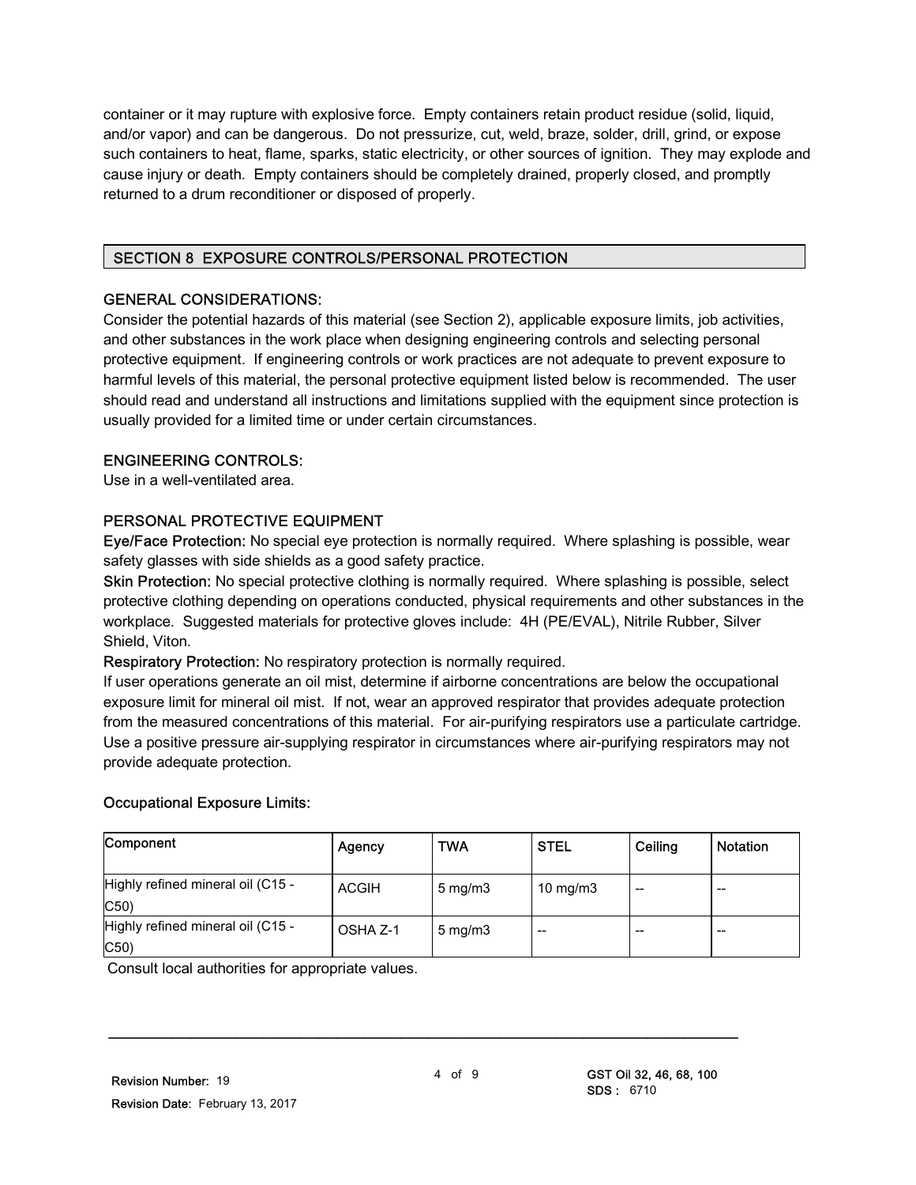container or it may rupture with explosive force. Empty containers retain product residue (solid, liquid, and/or vapor) and can be dangerous. Do not pressurize, cut, weld, braze, solder, drill, grind, or expose such containers to heat, flame, sparks, static electricity, or other sources of ignition. They may explode and cause injury or death. Empty containers should be completely drained, properly closed, and promptly returned to a drum reconditioner or disposed of properly.

## SECTION 8 EXPOSURE CONTROLS/PERSONAL PROTECTION

### GENERAL CONSIDERATIONS:

Consider the potential hazards of this material (see Section 2), applicable exposure limits, job activities, and other substances in the work place when designing engineering controls and selecting personal protective equipment. If engineering controls or work practices are not adequate to prevent exposure to harmful levels of this material, the personal protective equipment listed below is recommended. The user should read and understand all instructions and limitations supplied with the equipment since protection is usually provided for a limited time or under certain circumstances.

### ENGINEERING CONTROLS:

Use in a well-ventilated area.

### PERSONAL PROTECTIVE EQUIPMENT

**Eye/Face Protection:** No special eye protection is normally required. Where splashing is possible, wear safety glasses with side shields as a good safety practice.

**Skin Protection:** No special protective clothing is normally required. Where splashing is possible, select protective clothing depending on operations conducted, physical requirements and other substances in the workplace. Suggested materials for protective gloves include: 4H (PE/EVAL), Nitrile Rubber, Silver Shield, Viton.

**Respiratory Protection:** No respiratory protection is normally required.

If user operations generate an oil mist, determine if airborne concentrations are below the occupational exposure limit for mineral oil mist. If not, wear an approved respirator that provides adequate protection from the measured concentrations of this material. For air-purifying respirators use a particulate cartridge. Use a positive pressure air-supplying respirator in circumstances where air-purifying respirators may not provide adequate protection.

**Occupational Exposure Limits:**

| Component | Agency | TWA | STEL | Ceiling | Notation |
|---|---|---|---|---|---|
| Highly refined mineral oil (C15 - C50) | ACGIH | 5 mg/m3 | 10 mg/m3 | -- | -- |
| Highly refined mineral oil (C15 - C50) | OSHA Z-1 | 5 mg/m3 | -- | -- | -- |

Consult local authorities for appropriate values.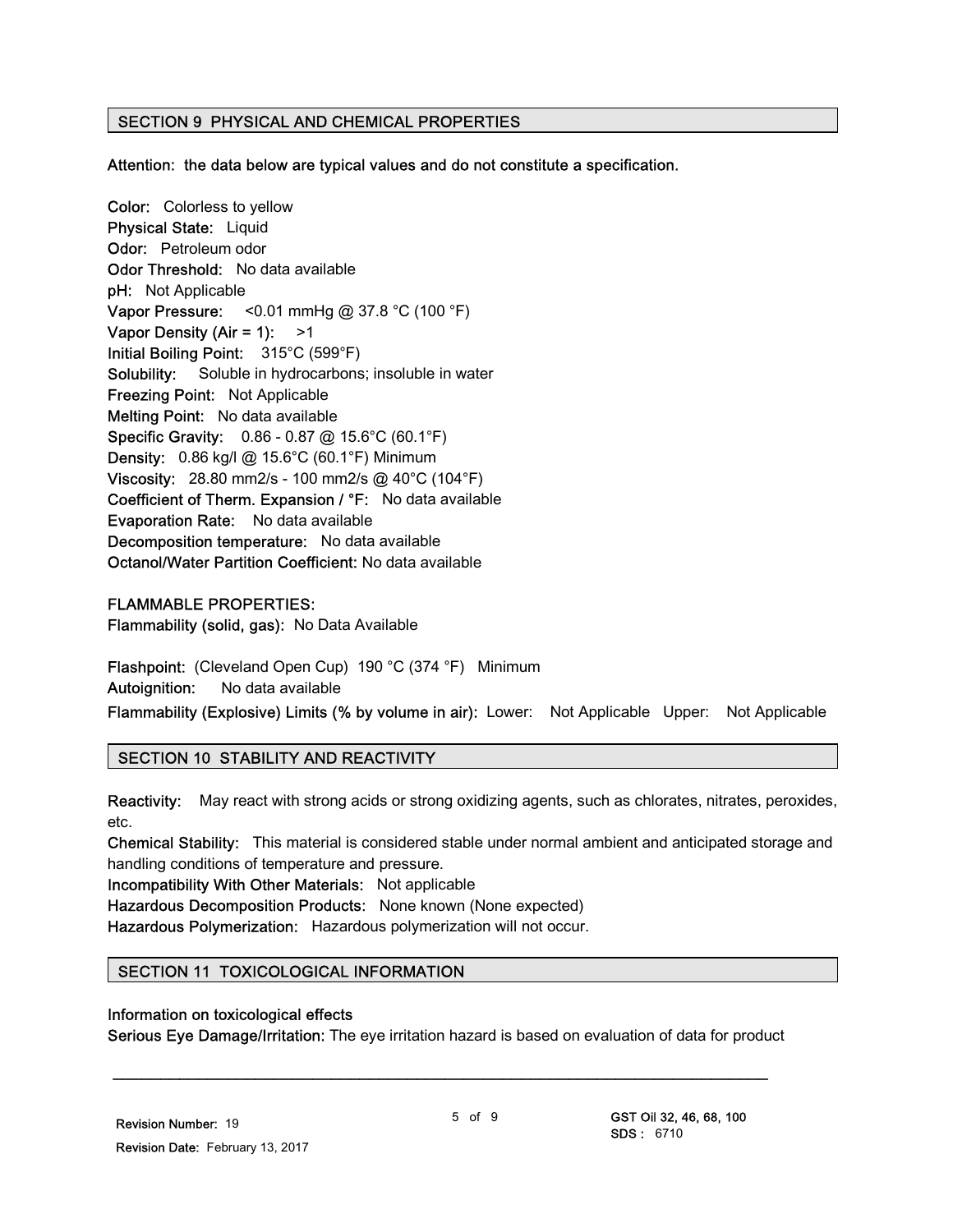## SECTION 9 PHYSICAL AND CHEMICAL PROPERTIES

**Attention: the data below are typical values and do not constitute a specification.**

**Color:** Colorless to yellow
**Physical State:** Liquid
**Odor:** Petroleum odor
**Odor Threshold:** No data available
**pH:** Not Applicable
**Vapor Pressure:** <0.01 mmHg @ 37.8 °C (100 °F)
**Vapor Density (Air = 1):** >1
**Initial Boiling Point:** 315°C (599°F)
**Solubility:** Soluble in hydrocarbons; insoluble in water
**Freezing Point:** Not Applicable
**Melting Point:** No data available
**Specific Gravity:** 0.86 - 0.87 @ 15.6°C (60.1°F)
**Density:** 0.86 kg/l @ 15.6°C (60.1°F) Minimum
**Viscosity:** 28.80 mm2/s - 100 mm2/s @ 40°C (104°F)
**Coefficient of Therm. Expansion / °F:** No data available
**Evaporation Rate:** No data available
**Decomposition temperature:** No data available
**Octanol/Water Partition Coefficient:** No data available

**FLAMMABLE PROPERTIES:**
**Flammability (solid, gas):** No Data Available

**Flashpoint:** (Cleveland Open Cup) 190 °C (374 °F) Minimum
**Autoignition:** No data available
**Flammability (Explosive) Limits (% by volume in air):** Lower: Not Applicable Upper: Not Applicable

## SECTION 10 STABILITY AND REACTIVITY

**Reactivity:** May react with strong acids or strong oxidizing agents, such as chlorates, nitrates, peroxides, etc.
**Chemical Stability:** This material is considered stable under normal ambient and anticipated storage and handling conditions of temperature and pressure.
**Incompatibility With Other Materials:** Not applicable
**Hazardous Decomposition Products:** None known (None expected)
**Hazardous Polymerization:** Hazardous polymerization will not occur.

## SECTION 11 TOXICOLOGICAL INFORMATION

**Information on toxicological effects**
**Serious Eye Damage/Irritation:** The eye irritation hazard is based on evaluation of data for product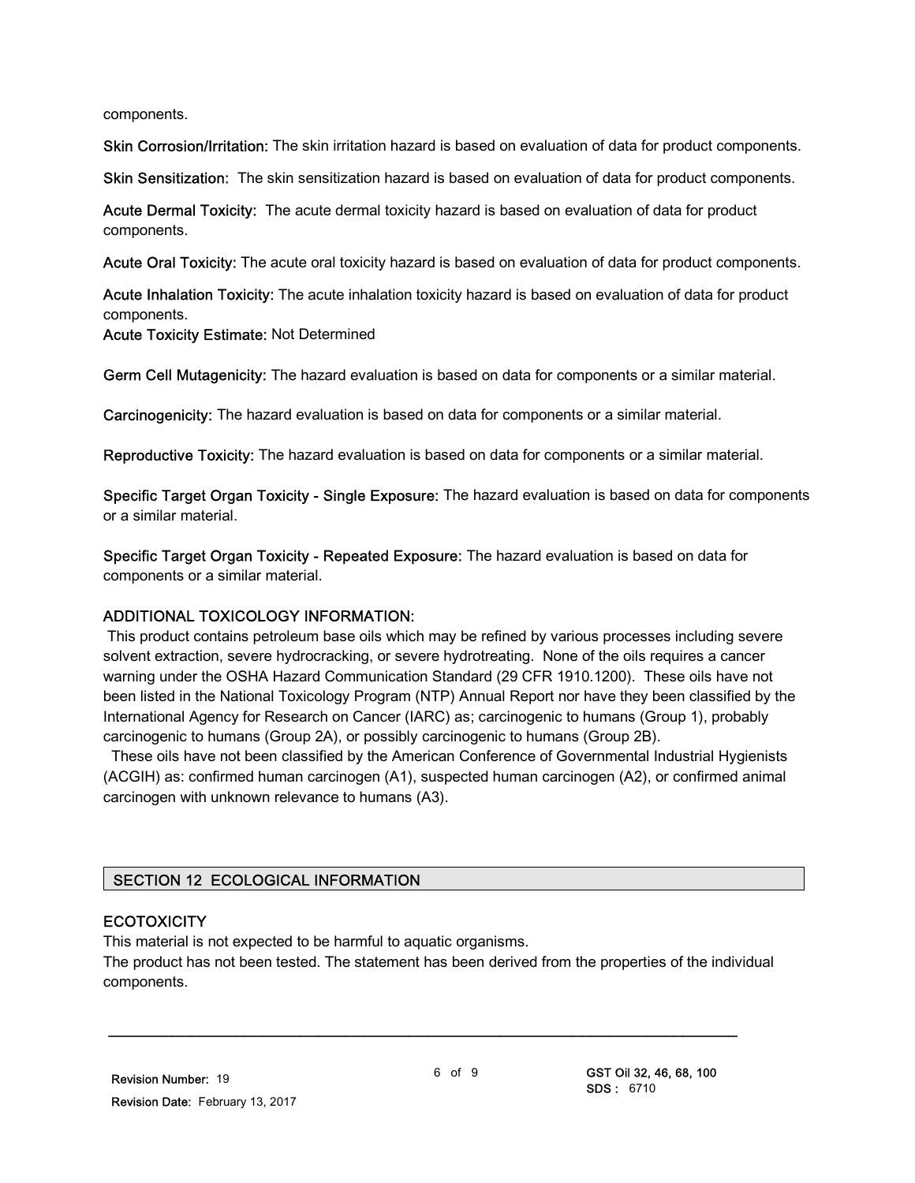components.

**Skin Corrosion/Irritation:** The skin irritation hazard is based on evaluation of data for product components.

**Skin Sensitization:** The skin sensitization hazard is based on evaluation of data for product components.

**Acute Dermal Toxicity:** The acute dermal toxicity hazard is based on evaluation of data for product components.

**Acute Oral Toxicity:** The acute oral toxicity hazard is based on evaluation of data for product components.

**Acute Inhalation Toxicity:** The acute inhalation toxicity hazard is based on evaluation of data for product components.
**Acute Toxicity Estimate:** Not Determined

**Germ Cell Mutagenicity:** The hazard evaluation is based on data for components or a similar material.

**Carcinogenicity:** The hazard evaluation is based on data for components or a similar material.

**Reproductive Toxicity:** The hazard evaluation is based on data for components or a similar material.

**Specific Target Organ Toxicity - Single Exposure:** The hazard evaluation is based on data for components or a similar material.

**Specific Target Organ Toxicity - Repeated Exposure:** The hazard evaluation is based on data for components or a similar material.

### ADDITIONAL TOXICOLOGY INFORMATION:

This product contains petroleum base oils which may be refined by various processes including severe solvent extraction, severe hydrocracking, or severe hydrotreating. None of the oils requires a cancer warning under the OSHA Hazard Communication Standard (29 CFR 1910.1200). These oils have not been listed in the National Toxicology Program (NTP) Annual Report nor have they been classified by the International Agency for Research on Cancer (IARC) as; carcinogenic to humans (Group 1), probably carcinogenic to humans (Group 2A), or possibly carcinogenic to humans (Group 2B).

These oils have not been classified by the American Conference of Governmental Industrial Hygienists (ACGIH) as: confirmed human carcinogen (A1), suspected human carcinogen (A2), or confirmed animal carcinogen with unknown relevance to humans (A3).

## SECTION 12 ECOLOGICAL INFORMATION

### ECOTOXICITY

This material is not expected to be harmful to aquatic organisms.
The product has not been tested. The statement has been derived from the properties of the individual components.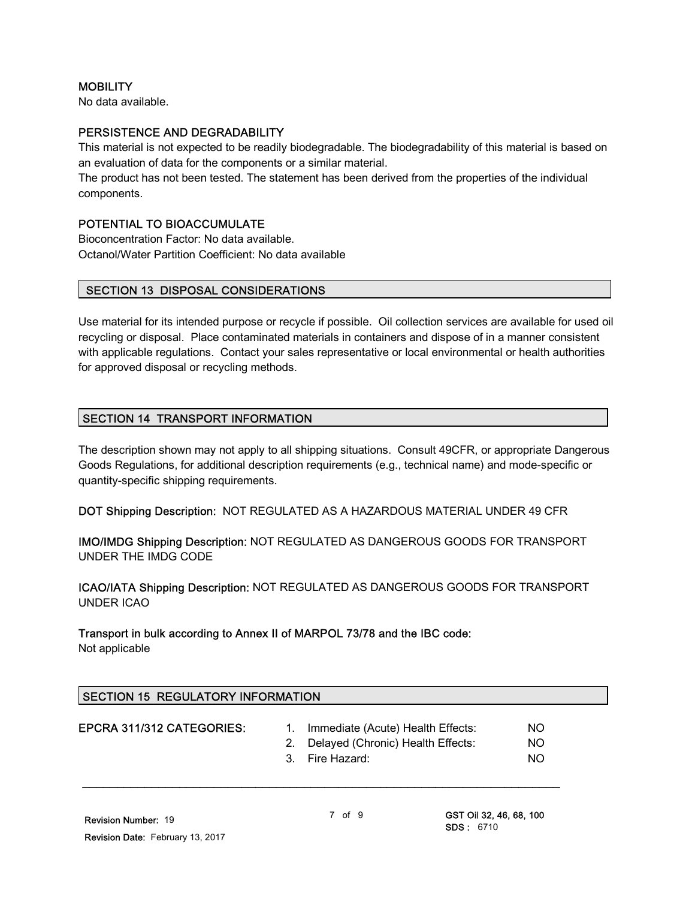### MOBILITY

No data available.

### PERSISTENCE AND DEGRADABILITY

This material is not expected to be readily biodegradable. The biodegradability of this material is based on an evaluation of data for the components or a similar material.
The product has not been tested. The statement has been derived from the properties of the individual components.

### POTENTIAL TO BIOACCUMULATE

Bioconcentration Factor: No data available.
Octanol/Water Partition Coefficient: No data available

## SECTION 13 DISPOSAL CONSIDERATIONS

Use material for its intended purpose or recycle if possible. Oil collection services are available for used oil recycling or disposal. Place contaminated materials in containers and dispose of in a manner consistent with applicable regulations. Contact your sales representative or local environmental or health authorities for approved disposal or recycling methods.

## SECTION 14 TRANSPORT INFORMATION

The description shown may not apply to all shipping situations. Consult 49CFR, or appropriate Dangerous Goods Regulations, for additional description requirements (e.g., technical name) and mode-specific or quantity-specific shipping requirements.

**DOT Shipping Description:** NOT REGULATED AS A HAZARDOUS MATERIAL UNDER 49 CFR

**IMO/IMDG Shipping Description:** NOT REGULATED AS DANGEROUS GOODS FOR TRANSPORT UNDER THE IMDG CODE

**ICAO/IATA Shipping Description:** NOT REGULATED AS DANGEROUS GOODS FOR TRANSPORT UNDER ICAO

**Transport in bulk according to Annex II of MARPOL 73/78 and the IBC code:**
Not applicable

## SECTION 15 REGULATORY INFORMATION

**EPCRA 311/312 CATEGORIES:**

1. Immediate (Acute) Health Effects: NO
2. Delayed (Chronic) Health Effects: NO
3. Fire Hazard: NO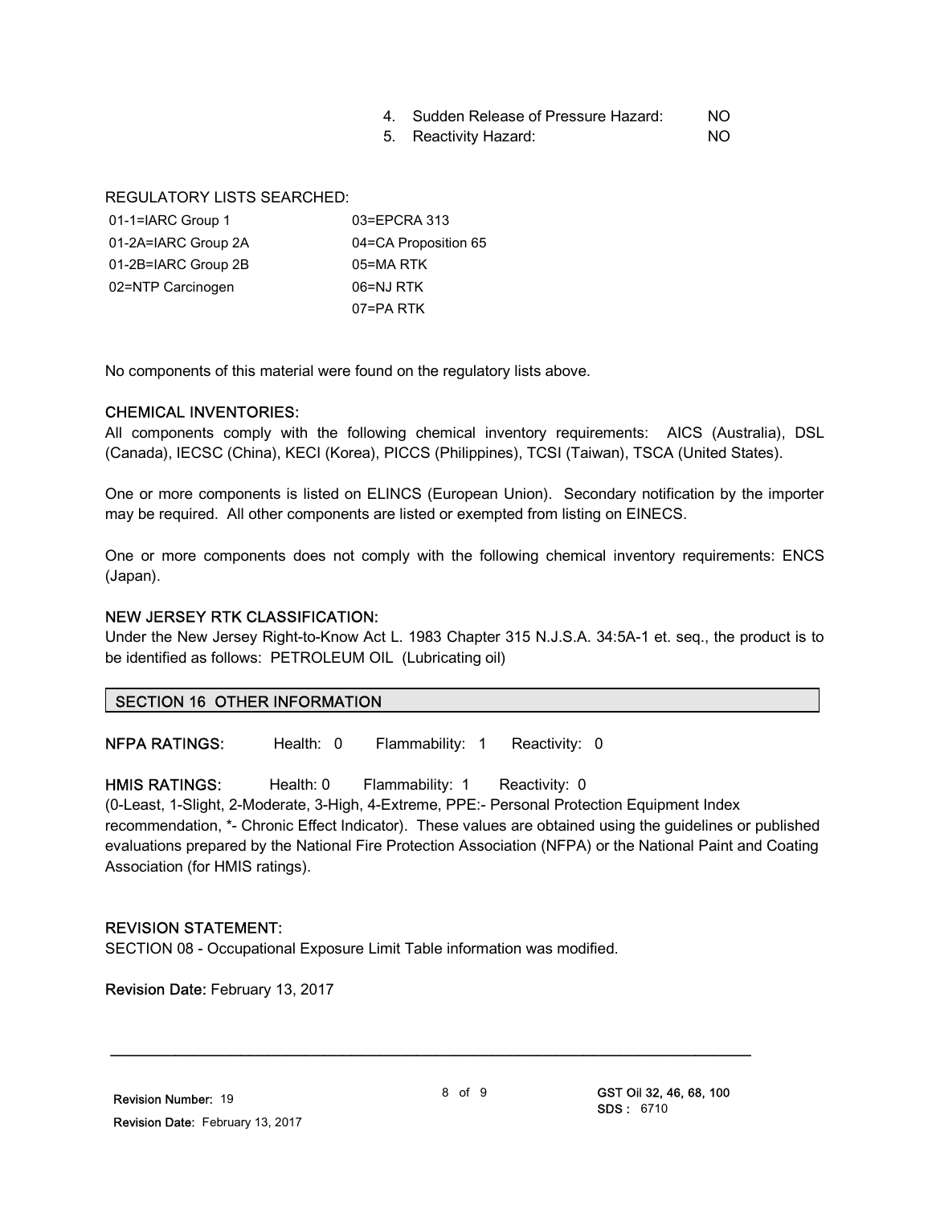4. Sudden Release of Pressure Hazard: NO
5. Reactivity Hazard: NO

REGULATORY LISTS SEARCHED:

| | |
|---|---|
| 01-1=IARC Group 1 | 03=EPCRA 313 |
| 01-2A=IARC Group 2A | 04=CA Proposition 65 |
| 01-2B=IARC Group 2B | 05=MA RTK |
| 02=NTP Carcinogen | 06=NJ RTK |
| | 07=PA RTK |

No components of this material were found on the regulatory lists above.

**CHEMICAL INVENTORIES:**

All components comply with the following chemical inventory requirements: AICS (Australia), DSL (Canada), IECSC (China), KECI (Korea), PICCS (Philippines), TCSI (Taiwan), TSCA (United States).

One or more components is listed on ELINCS (European Union). Secondary notification by the importer may be required. All other components are listed or exempted from listing on EINECS.

One or more components does not comply with the following chemical inventory requirements: ENCS (Japan).

**NEW JERSEY RTK CLASSIFICATION:**

Under the New Jersey Right-to-Know Act L. 1983 Chapter 315 N.J.S.A. 34:5A-1 et. seq., the product is to be identified as follows: PETROLEUM OIL (Lubricating oil)

## SECTION 16 OTHER INFORMATION

**NFPA RATINGS:** Health: 0 Flammability: 1 Reactivity: 0

**HMIS RATINGS:** Health: 0 Flammability: 1 Reactivity: 0

(0-Least, 1-Slight, 2-Moderate, 3-High, 4-Extreme, PPE:- Personal Protection Equipment Index recommendation, *- Chronic Effect Indicator). These values are obtained using the guidelines or published evaluations prepared by the National Fire Protection Association (NFPA) or the National Paint and Coating Association (for HMIS ratings).

**REVISION STATEMENT:**

SECTION 08 - Occupational Exposure Limit Table information was modified.

**Revision Date:** February 13, 2017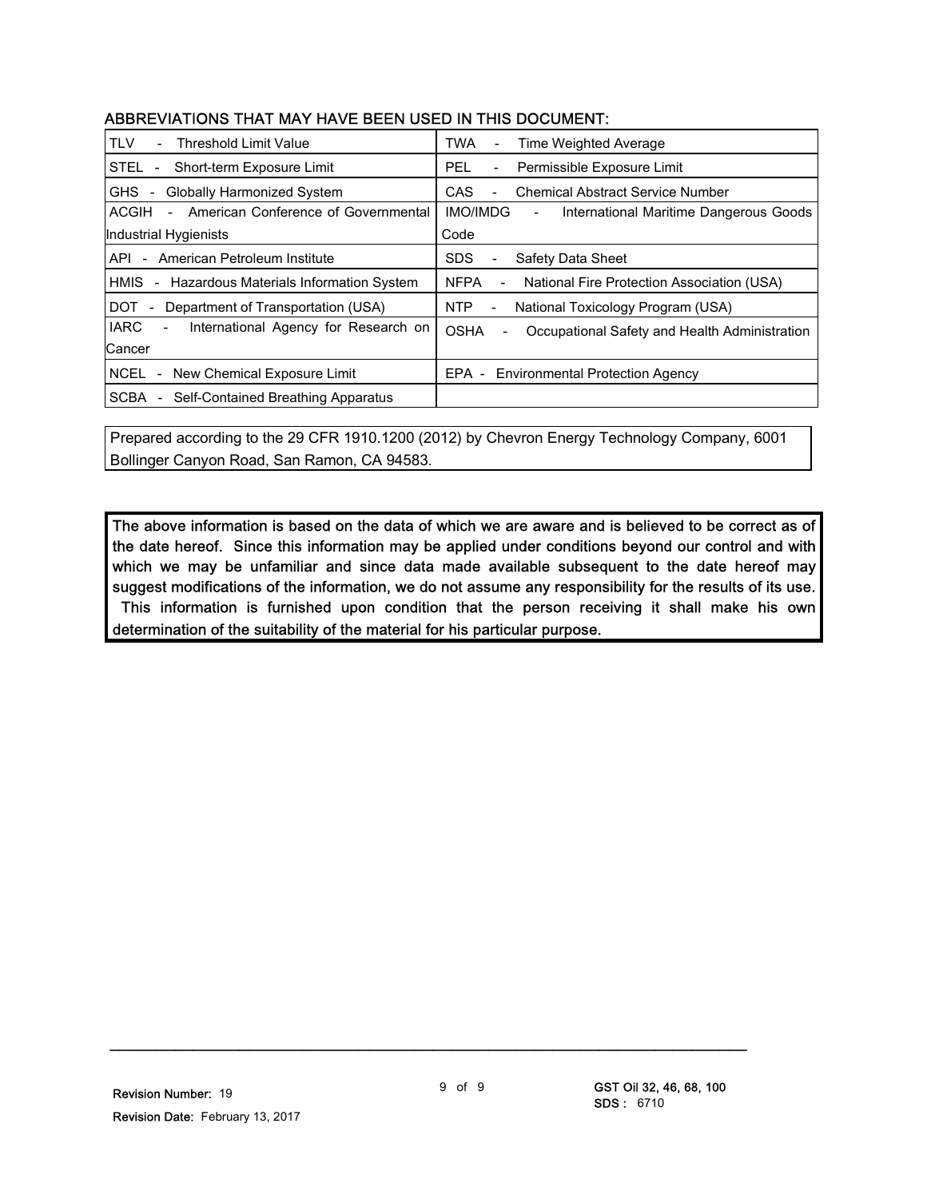## ABBREVIATIONS THAT MAY HAVE BEEN USED IN THIS DOCUMENT:

| | |
|---|---|
| TLV - Threshold Limit Value | TWA - Time Weighted Average |
| STEL - Short-term Exposure Limit | PEL - Permissible Exposure Limit |
| GHS - Globally Harmonized System | CAS - Chemical Abstract Service Number |
| ACGIH - American Conference of Governmental Industrial Hygienists | IMO/IMDG - International Maritime Dangerous Goods Code |
| API - American Petroleum Institute | SDS - Safety Data Sheet |
| HMIS - Hazardous Materials Information System | NFPA - National Fire Protection Association (USA) |
| DOT - Department of Transportation (USA) | NTP - National Toxicology Program (USA) |
| IARC - International Agency for Research on Cancer | OSHA - Occupational Safety and Health Administration |
| NCEL - New Chemical Exposure Limit | EPA - Environmental Protection Agency |
| SCBA - Self-Contained Breathing Apparatus | |

Prepared according to the 29 CFR 1910.1200 (2012) by Chevron Energy Technology Company, 6001 Bollinger Canyon Road, San Ramon, CA 94583.

**The above information is based on the data of which we are aware and is believed to be correct as of the date hereof. Since this information may be applied under conditions beyond our control and with which we may be unfamiliar and since data made available subsequent to the date hereof may suggest modifications of the information, we do not assume any responsibility for the results of its use. This information is furnished upon condition that the person receiving it shall make his own determination of the suitability of the material for his particular purpose.**

**Revision Number:** 19
**Revision Date:** February 13, 2017

**GST Oil 32, 46, 68, 100**
**SDS :** 6710